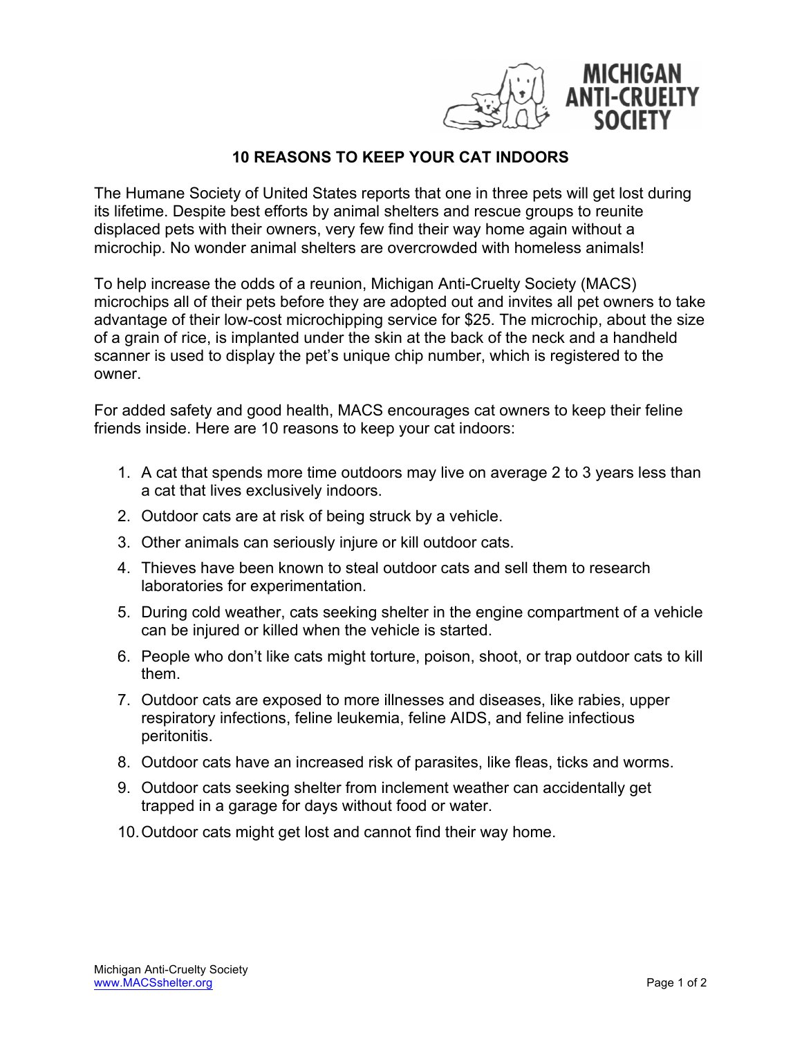MICHIGAN ANTI-CRUELTY SOCIETY

# 10 REASONS TO KEEP YOUR CAT INDOORS

The Humane Society of United States reports that one in three pets will get lost during its lifetime. Despite best efforts by animal shelters and rescue groups to reunite displaced pets with their owners, very few find their way home again without a microchip. No wonder animal shelters are overcrowded with homeless animals!

To help increase the odds of a reunion, Michigan Anti-Cruelty Society (MACS) microchips all of their pets before they are adopted out and invites all pet owners to take advantage of their low-cost microchipping service for $25. The microchip, about the size of a grain of rice, is implanted under the skin at the back of the neck and a handheld scanner is used to display the pet's unique chip number, which is registered to the owner.

For added safety and good health, MACS encourages cat owners to keep their feline friends inside. Here are 10 reasons to keep your cat indoors:

1. A cat that spends more time outdoors may live on average 2 to 3 years less than a cat that lives exclusively indoors.
2. Outdoor cats are at risk of being struck by a vehicle.
3. Other animals can seriously injure or kill outdoor cats.
4. Thieves have been known to steal outdoor cats and sell them to research laboratories for experimentation.
5. During cold weather, cats seeking shelter in the engine compartment of a vehicle can be injured or killed when the vehicle is started.
6. People who don't like cats might torture, poison, shoot, or trap outdoor cats to kill them.
7. Outdoor cats are exposed to more illnesses and diseases, like rabies, upper respiratory infections, feline leukemia, feline AIDS, and feline infectious peritonitis.
8. Outdoor cats have an increased risk of parasites, like fleas, ticks and worms.
9. Outdoor cats seeking shelter from inclement weather can accidentally get trapped in a garage for days without food or water.
10. Outdoor cats might get lost and cannot find their way home.

Michigan Anti-Cruelty Society
www.MACSshelter.org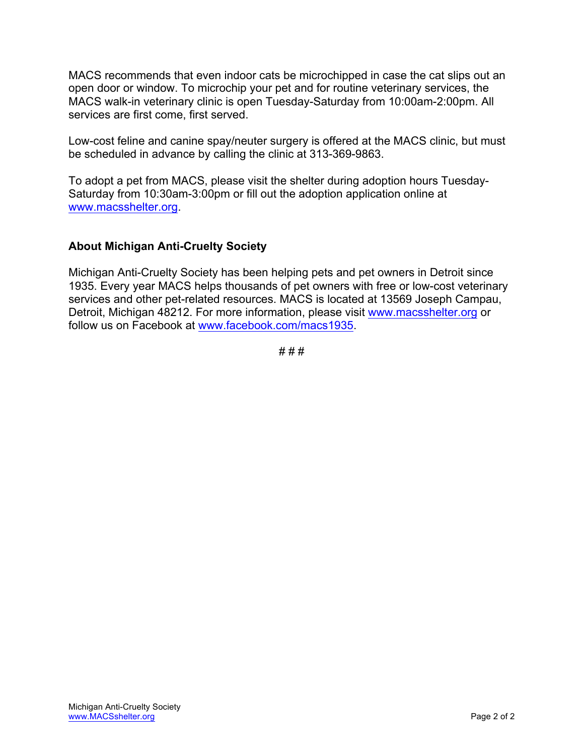MACS recommends that even indoor cats be microchipped in case the cat slips out an open door or window. To microchip your pet and for routine veterinary services, the MACS walk-in veterinary clinic is open Tuesday-Saturday from 10:00am-2:00pm. All services are first come, first served.

Low-cost feline and canine spay/neuter surgery is offered at the MACS clinic, but must be scheduled in advance by calling the clinic at 313-369-9863.

To adopt a pet from MACS, please visit the shelter during adoption hours Tuesday-Saturday from 10:30am-3:00pm or fill out the adoption application online at www.macsshelter.org.

**About Michigan Anti-Cruelty Society**

Michigan Anti-Cruelty Society has been helping pets and pet owners in Detroit since 1935. Every year MACS helps thousands of pet owners with free or low-cost veterinary services and other pet-related resources. MACS is located at 13569 Joseph Campau, Detroit, Michigan 48212. For more information, please visit www.macsshelter.org or follow us on Facebook at www.facebook.com/macs1935.

# # #